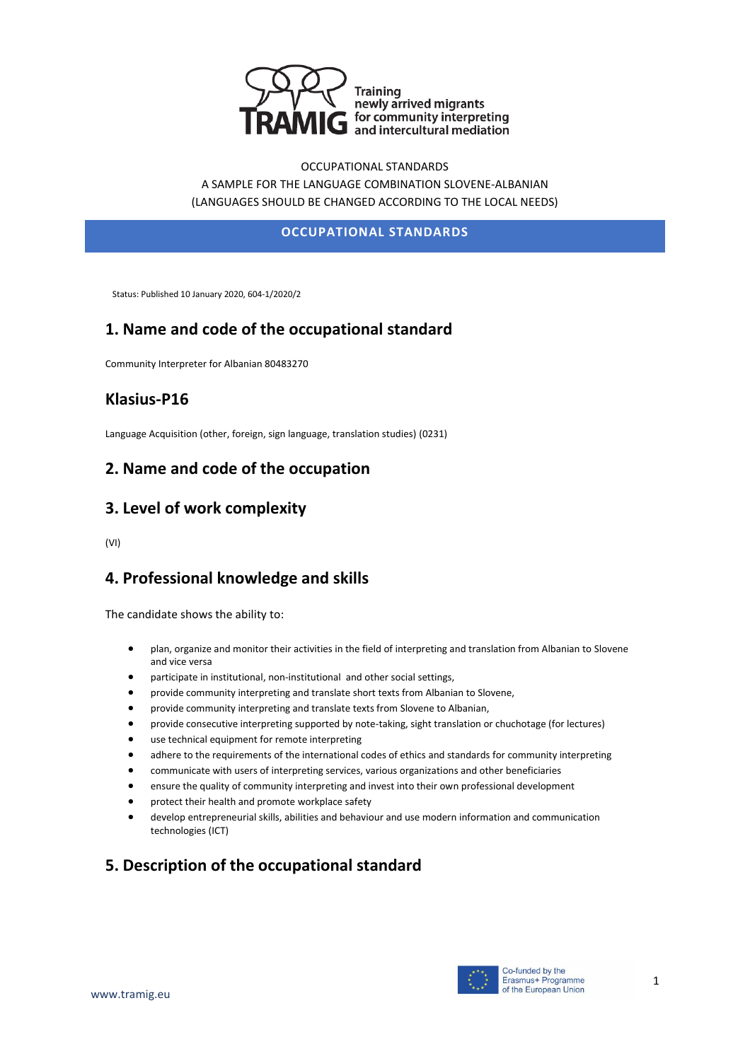Training newly arrived migrants for community interpreting and intercultural mediation

OCCUPATIONAL STANDARDS
A SAMPLE FOR THE LANGUAGE COMBINATION SLOVENE-ALBANIAN
(LANGUAGES SHOULD BE CHANGED ACCORDING TO THE LOCAL NEEDS)

**OCCUPATIONAL STANDARDS**

Status: Published 10 January 2020, 604-1/2020/2

## 1. Name and code of the occupational standard

Community Interpreter for Albanian 80483270

## Klasius-P16

Language Acquisition (other, foreign, sign language, translation studies) (0231)

## 2. Name and code of the occupation

## 3. Level of work complexity

(VI)

## 4. Professional knowledge and skills

The candidate shows the ability to:

- plan, organize and monitor their activities in the field of interpreting and translation from Albanian to Slovene and vice versa
- participate in institutional, non-institutional and other social settings,
- provide community interpreting and translate short texts from Albanian to Slovene,
- provide community interpreting and translate texts from Slovene to Albanian,
- provide consecutive interpreting supported by note-taking, sight translation or chuchotage (for lectures)
- use technical equipment for remote interpreting
- adhere to the requirements of the international codes of ethics and standards for community interpreting
- communicate with users of interpreting services, various organizations and other beneficiaries
- ensure the quality of community interpreting and invest into their own professional development
- protect their health and promote workplace safety
- develop entrepreneurial skills, abilities and behaviour and use modern information and communication technologies (ICT)

## 5. Description of the occupational standard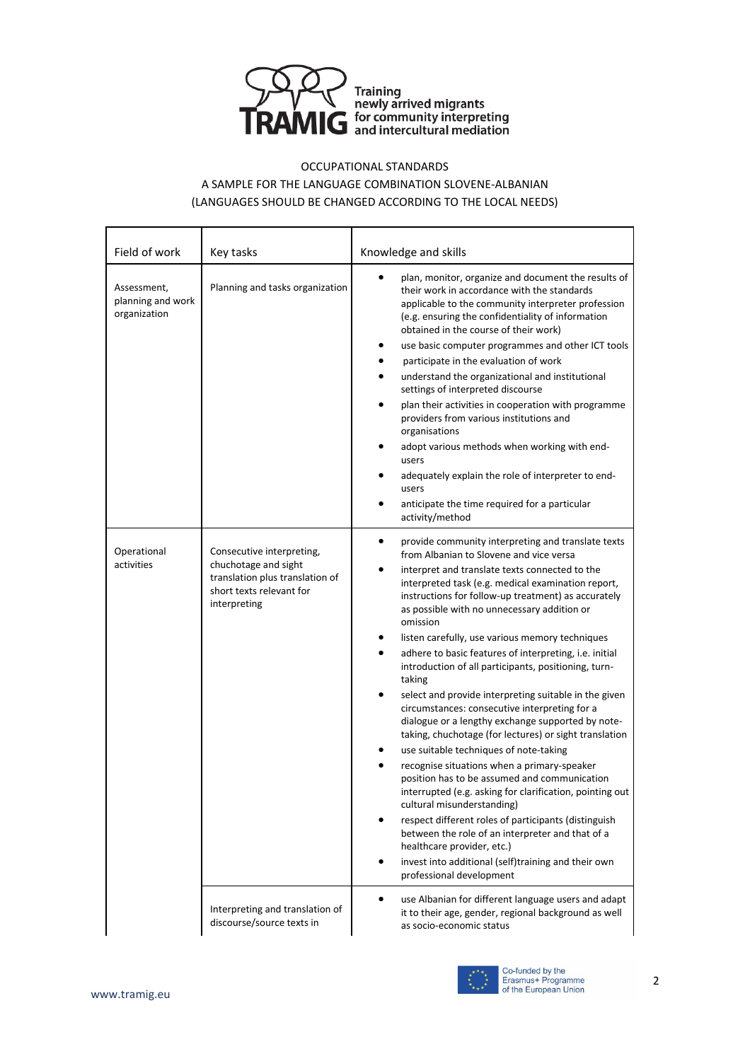Training newly arrived migrants for community interpreting and intercultural mediation

OCCUPATIONAL STANDARDS

A SAMPLE FOR THE LANGUAGE COMBINATION SLOVENE-ALBANIAN

(LANGUAGES SHOULD BE CHANGED ACCORDING TO THE LOCAL NEEDS)

| Field of work | Key tasks | Knowledge and skills |
|---|---|---|
| Assessment, planning and work organization | Planning and tasks organization | • plan, monitor, organize and document the results of their work in accordance with the standards applicable to the community interpreter profession (e.g. ensuring the confidentiality of information obtained in the course of their work)<br>• use basic computer programmes and other ICT tools<br>• participate in the evaluation of work<br>• understand the organizational and institutional settings of interpreted discourse<br>• plan their activities in cooperation with programme providers from various institutions and organisations<br>• adopt various methods when working with end-users<br>• adequately explain the role of interpreter to end-users<br>• anticipate the time required for a particular activity/method |
| Operational activities | Consecutive interpreting, chuchotage and sight translation plus translation of short texts relevant for interpreting | • provide community interpreting and translate texts from Albanian to Slovene and vice versa<br>• interpret and translate texts connected to the interpreted task (e.g. medical examination report, instructions for follow-up treatment) as accurately as possible with no unnecessary addition or omission<br>• listen carefully, use various memory techniques<br>• adhere to basic features of interpreting, i.e. initial introduction of all participants, positioning, turn-taking<br>• select and provide interpreting suitable in the given circumstances: consecutive interpreting for a dialogue or a lengthy exchange supported by note-taking, chuchotage (for lectures) or sight translation<br>• use suitable techniques of note-taking<br>• recognise situations when a primary-speaker position has to be assumed and communication interrupted (e.g. asking for clarification, pointing out cultural misunderstanding)<br>• respect different roles of participants (distinguish between the role of an interpreter and that of a healthcare provider, etc.)<br>• invest into additional (self)training and their own professional development |
| | Interpreting and translation of discourse/source texts in | • use Albanian for different language users and adapt it to their age, gender, regional background as well as socio-economic status |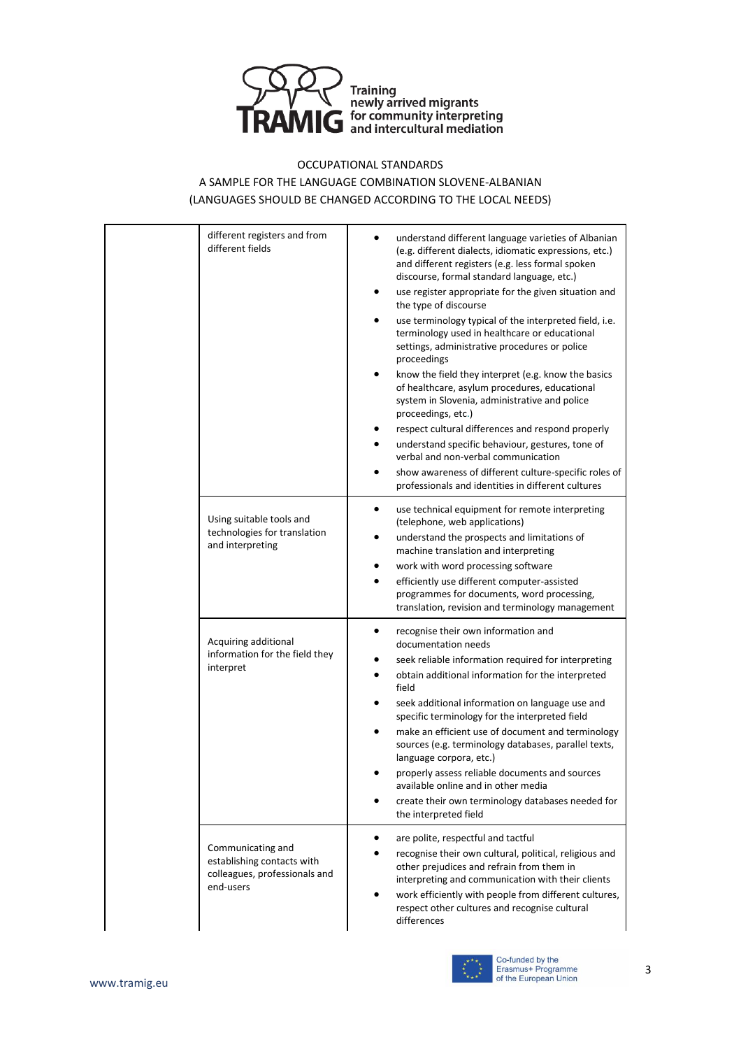OCCUPATIONAL STANDARDS

A SAMPLE FOR THE LANGUAGE COMBINATION SLOVENE-ALBANIAN

(LANGUAGES SHOULD BE CHANGED ACCORDING TO THE LOCAL NEEDS)

| | | |
|---|---|---|
| | different registers and from different fields | • understand different language varieties of Albanian (e.g. different dialects, idiomatic expressions, etc.) and different registers (e.g. less formal spoken discourse, formal standard language, etc.)<br>• use register appropriate for the given situation and the type of discourse<br>• use terminology typical of the interpreted field, i.e. terminology used in healthcare or educational settings, administrative procedures or police proceedings<br>• know the field they interpret (e.g. know the basics of healthcare, asylum procedures, educational system in Slovenia, administrative and police proceedings, etc.)<br>• respect cultural differences and respond properly<br>• understand specific behaviour, gestures, tone of verbal and non-verbal communication<br>• show awareness of different culture-specific roles of professionals and identities in different cultures |
| | Using suitable tools and technologies for translation and interpreting | • use technical equipment for remote interpreting (telephone, web applications)<br>• understand the prospects and limitations of machine translation and interpreting<br>• work with word processing software<br>• efficiently use different computer-assisted programmes for documents, word processing, translation, revision and terminology management |
| | Acquiring additional information for the field they interpret | • recognise their own information and documentation needs<br>• seek reliable information required for interpreting<br>• obtain additional information for the interpreted field<br>• seek additional information on language use and specific terminology for the interpreted field<br>• make an efficient use of document and terminology sources (e.g. terminology databases, parallel texts, language corpora, etc.)<br>• properly assess reliable documents and sources available online and in other media<br>• create their own terminology databases needed for the interpreted field |
| | Communicating and establishing contacts with colleagues, professionals and end-users | • are polite, respectful and tactful<br>• recognise their own cultural, political, religious and other prejudices and refrain from them in interpreting and communication with their clients<br>• work efficiently with people from different cultures, respect other cultures and recognise cultural differences |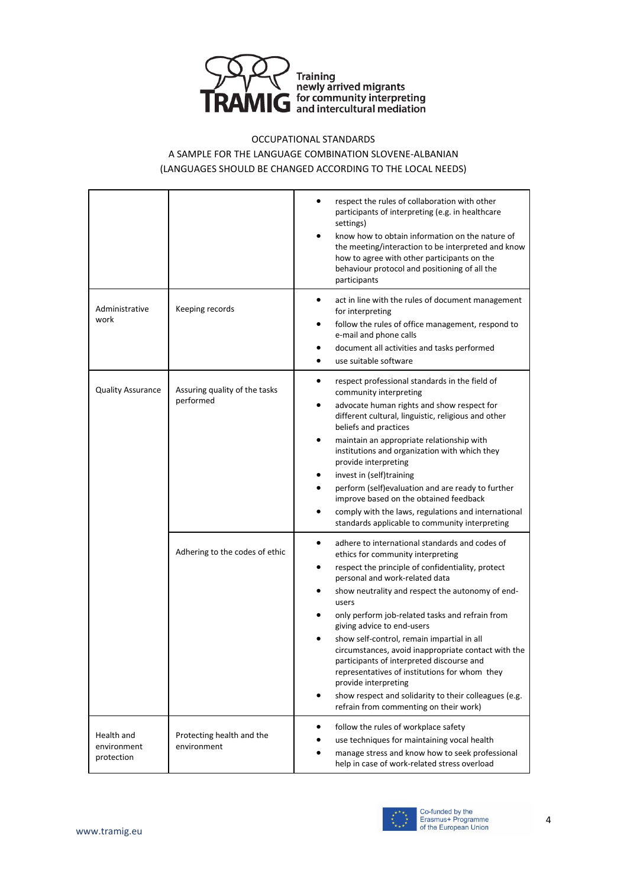OCCUPATIONAL STANDARDS

A SAMPLE FOR THE LANGUAGE COMBINATION SLOVENE-ALBANIAN

(LANGUAGES SHOULD BE CHANGED ACCORDING TO THE LOCAL NEEDS)

| | | |
|---|---|---|
| | | • respect the rules of collaboration with other participants of interpreting (e.g. in healthcare settings)<br>• know how to obtain information on the nature of the meeting/interaction to be interpreted and know how to agree with other participants on the behaviour protocol and positioning of all the participants |
| Administrative work | Keeping records | • act in line with the rules of document management for interpreting<br>• follow the rules of office management, respond to e-mail and phone calls<br>• document all activities and tasks performed<br>• use suitable software |
| Quality Assurance | Assuring quality of the tasks performed | • respect professional standards in the field of community interpreting<br>• advocate human rights and show respect for different cultural, linguistic, religious and other beliefs and practices<br>• maintain an appropriate relationship with institutions and organization with which they provide interpreting<br>• invest in (self)training<br>• perform (self)evaluation and are ready to further improve based on the obtained feedback<br>• comply with the laws, regulations and international standards applicable to community interpreting |
| | Adhering to the codes of ethic | • adhere to international standards and codes of ethics for community interpreting<br>• respect the principle of confidentiality, protect personal and work-related data<br>• show neutrality and respect the autonomy of end-users<br>• only perform job-related tasks and refrain from giving advice to end-users<br>• show self-control, remain impartial in all circumstances, avoid inappropriate contact with the participants of interpreted discourse and representatives of institutions for whom they provide interpreting<br>• show respect and solidarity to their colleagues (e.g. refrain from commenting on their work) |
| Health and environment protection | Protecting health and the environment | • follow the rules of workplace safety<br>• use techniques for maintaining vocal health<br>• manage stress and know how to seek professional help in case of work-related stress overload |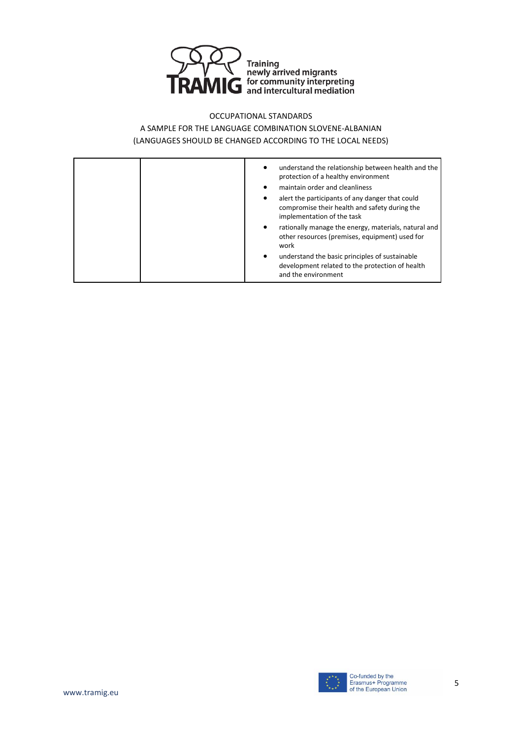| | | |
|---|---|---|
| | | • understand the relationship between health and the protection of a healthy environment<br>• maintain order and cleanliness<br>• alert the participants of any danger that could compromise their health and safety during the implementation of the task<br>• rationally manage the energy, materials, natural and other resources (premises, equipment) used for work<br>• understand the basic principles of sustainable development related to the protection of health and the environment |